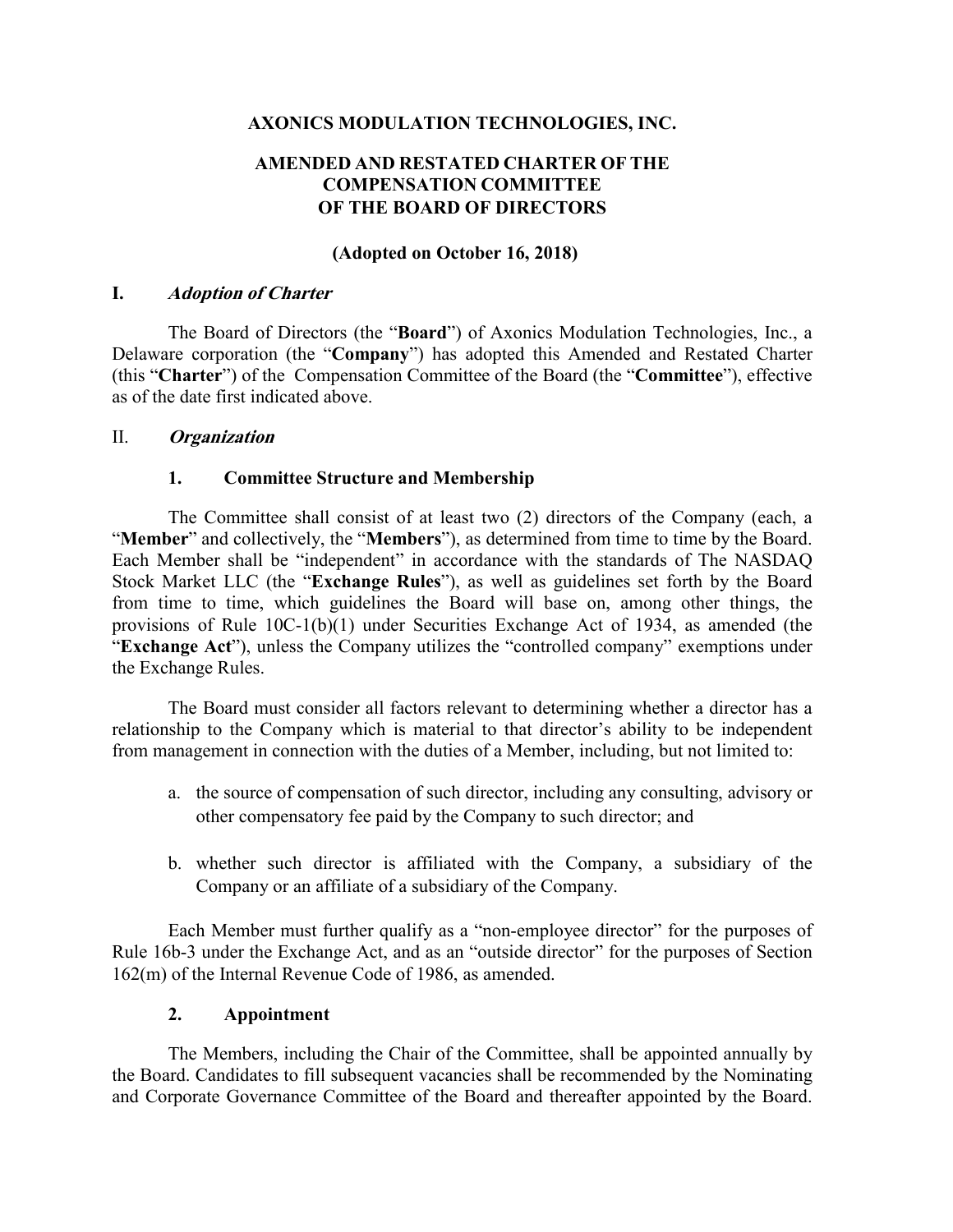# AXONICS MODULATION TECHNOLOGIES, INC.

## AMENDED AND RESTATED CHARTER OF THE COMPENSATION COMMITTEE OF THE BOARD OF DIRECTORS

**(Adopted on October 16, 2018)**

## I. *Adoption of Charter*

The Board of Directors (the "**Board**") of Axonics Modulation Technologies, Inc., a Delaware corporation (the "**Company**") has adopted this Amended and Restated Charter (this "**Charter**") of the Compensation Committee of the Board (the "**Committee**"), effective as of the date first indicated above.

## II. *Organization*

### 1. Committee Structure and Membership

The Committee shall consist of at least two (2) directors of the Company (each, a "**Member**" and collectively, the "**Members**"), as determined from time to time by the Board. Each Member shall be "independent" in accordance with the standards of The NASDAQ Stock Market LLC (the "**Exchange Rules**"), as well as guidelines set forth by the Board from time to time, which guidelines the Board will base on, among other things, the provisions of Rule 10C-1(b)(1) under Securities Exchange Act of 1934, as amended (the "**Exchange Act**"), unless the Company utilizes the "controlled company" exemptions under the Exchange Rules.

The Board must consider all factors relevant to determining whether a director has a relationship to the Company which is material to that director's ability to be independent from management in connection with the duties of a Member, including, but not limited to:

a. the source of compensation of such director, including any consulting, advisory or other compensatory fee paid by the Company to such director; and

b. whether such director is affiliated with the Company, a subsidiary of the Company or an affiliate of a subsidiary of the Company.

Each Member must further qualify as a "non-employee director" for the purposes of Rule 16b-3 under the Exchange Act, and as an "outside director" for the purposes of Section 162(m) of the Internal Revenue Code of 1986, as amended.

### 2. Appointment

The Members, including the Chair of the Committee, shall be appointed annually by the Board. Candidates to fill subsequent vacancies shall be recommended by the Nominating and Corporate Governance Committee of the Board and thereafter appointed by the Board.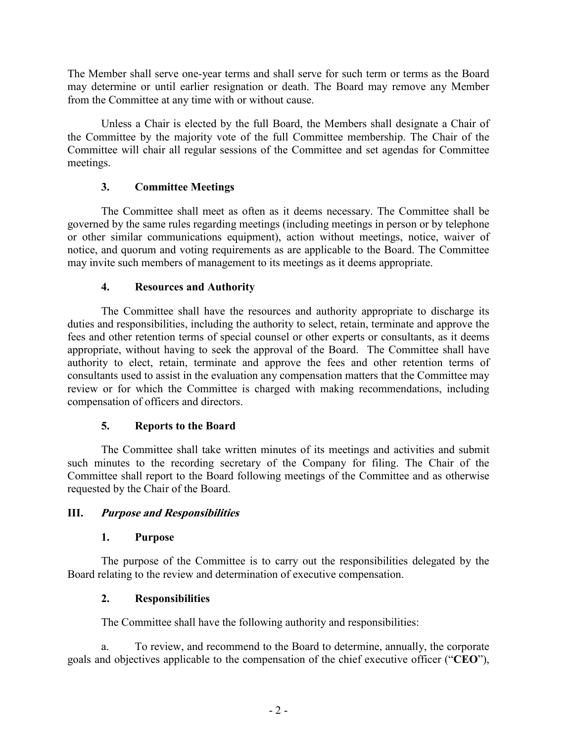The Member shall serve one-year terms and shall serve for such term or terms as the Board may determine or until earlier resignation or death. The Board may remove any Member from the Committee at any time with or without cause.

Unless a Chair is elected by the full Board, the Members shall designate a Chair of the Committee by the majority vote of the full Committee membership. The Chair of the Committee will chair all regular sessions of the Committee and set agendas for Committee meetings.

### 3. Committee Meetings

The Committee shall meet as often as it deems necessary. The Committee shall be governed by the same rules regarding meetings (including meetings in person or by telephone or other similar communications equipment), action without meetings, notice, waiver of notice, and quorum and voting requirements as are applicable to the Board. The Committee may invite such members of management to its meetings as it deems appropriate.

### 4. Resources and Authority

The Committee shall have the resources and authority appropriate to discharge its duties and responsibilities, including the authority to select, retain, terminate and approve the fees and other retention terms of special counsel or other experts or consultants, as it deems appropriate, without having to seek the approval of the Board. The Committee shall have authority to elect, retain, terminate and approve the fees and other retention terms of consultants used to assist in the evaluation any compensation matters that the Committee may review or for which the Committee is charged with making recommendations, including compensation of officers and directors.

### 5. Reports to the Board

The Committee shall take written minutes of its meetings and activities and submit such minutes to the recording secretary of the Company for filing. The Chair of the Committee shall report to the Board following meetings of the Committee and as otherwise requested by the Chair of the Board.

## III. *Purpose and Responsibilities*

### 1. Purpose

The purpose of the Committee is to carry out the responsibilities delegated by the Board relating to the review and determination of executive compensation.

### 2. Responsibilities

The Committee shall have the following authority and responsibilities:

a. To review, and recommend to the Board to determine, annually, the corporate goals and objectives applicable to the compensation of the chief executive officer ("**CEO**"),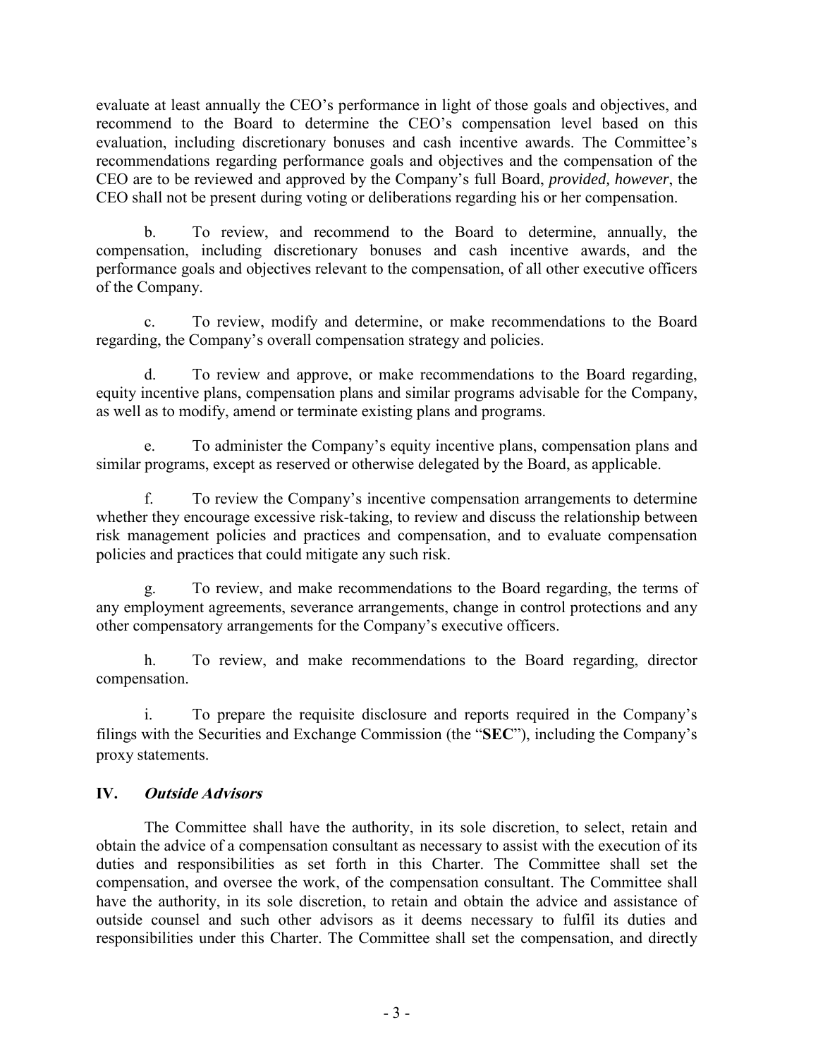evaluate at least annually the CEO's performance in light of those goals and objectives, and recommend to the Board to determine the CEO's compensation level based on this evaluation, including discretionary bonuses and cash incentive awards. The Committee's recommendations regarding performance goals and objectives and the compensation of the CEO are to be reviewed and approved by the Company's full Board, *provided, however*, the CEO shall not be present during voting or deliberations regarding his or her compensation.

b. To review, and recommend to the Board to determine, annually, the compensation, including discretionary bonuses and cash incentive awards, and the performance goals and objectives relevant to the compensation, of all other executive officers of the Company.

c. To review, modify and determine, or make recommendations to the Board regarding, the Company's overall compensation strategy and policies.

d. To review and approve, or make recommendations to the Board regarding, equity incentive plans, compensation plans and similar programs advisable for the Company, as well as to modify, amend or terminate existing plans and programs.

e. To administer the Company's equity incentive plans, compensation plans and similar programs, except as reserved or otherwise delegated by the Board, as applicable.

f. To review the Company's incentive compensation arrangements to determine whether they encourage excessive risk-taking, to review and discuss the relationship between risk management policies and practices and compensation, and to evaluate compensation policies and practices that could mitigate any such risk.

g. To review, and make recommendations to the Board regarding, the terms of any employment agreements, severance arrangements, change in control protections and any other compensatory arrangements for the Company's executive officers.

h. To review, and make recommendations to the Board regarding, director compensation.

i. To prepare the requisite disclosure and reports required in the Company's filings with the Securities and Exchange Commission (the "**SEC**"), including the Company's proxy statements.

## IV. *Outside Advisors*

The Committee shall have the authority, in its sole discretion, to select, retain and obtain the advice of a compensation consultant as necessary to assist with the execution of its duties and responsibilities as set forth in this Charter. The Committee shall set the compensation, and oversee the work, of the compensation consultant. The Committee shall have the authority, in its sole discretion, to retain and obtain the advice and assistance of outside counsel and such other advisors as it deems necessary to fulfil its duties and responsibilities under this Charter. The Committee shall set the compensation, and directly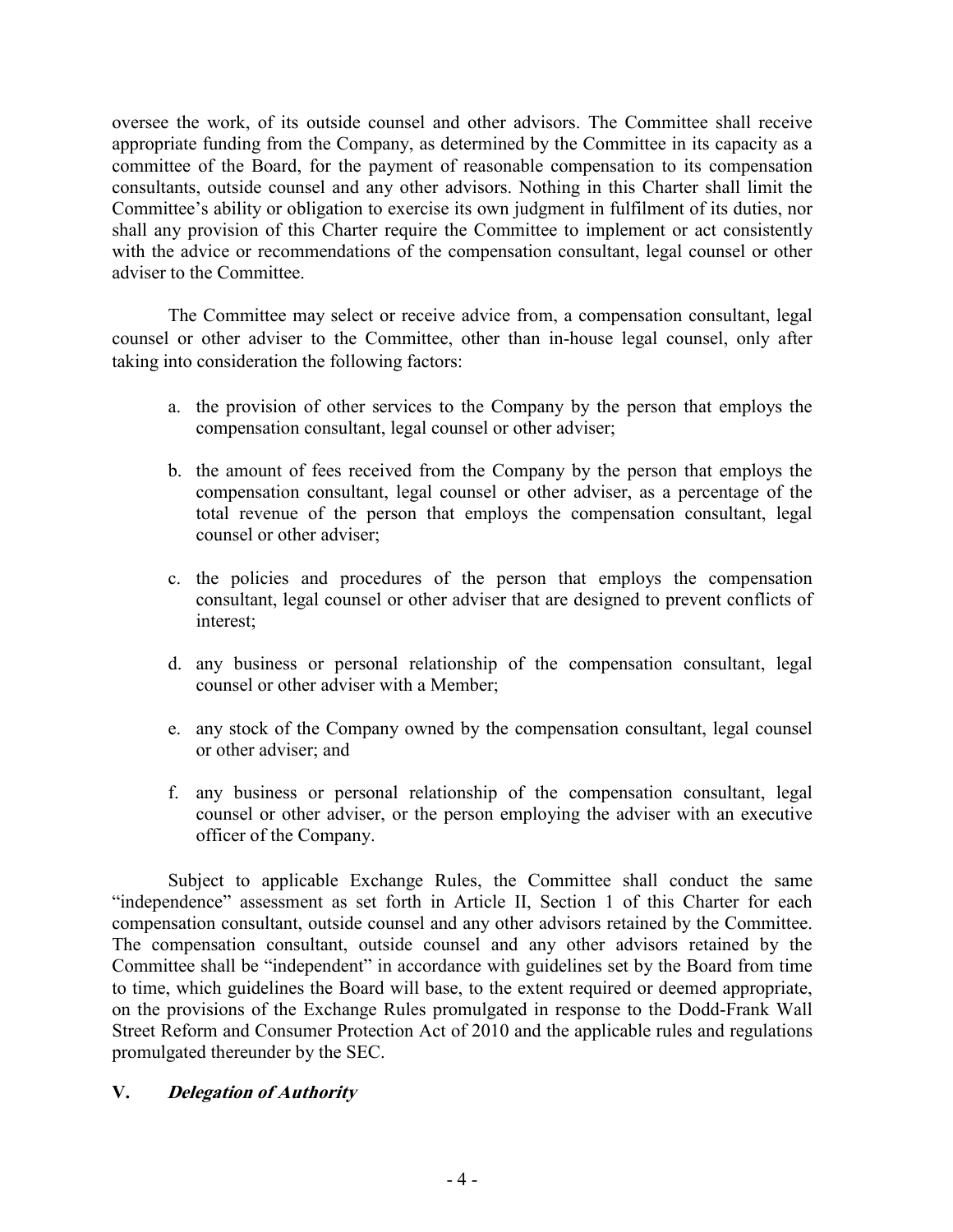oversee the work, of its outside counsel and other advisors. The Committee shall receive appropriate funding from the Company, as determined by the Committee in its capacity as a committee of the Board, for the payment of reasonable compensation to its compensation consultants, outside counsel and any other advisors. Nothing in this Charter shall limit the Committee's ability or obligation to exercise its own judgment in fulfilment of its duties, nor shall any provision of this Charter require the Committee to implement or act consistently with the advice or recommendations of the compensation consultant, legal counsel or other adviser to the Committee.

The Committee may select or receive advice from, a compensation consultant, legal counsel or other adviser to the Committee, other than in-house legal counsel, only after taking into consideration the following factors:

a. the provision of other services to the Company by the person that employs the compensation consultant, legal counsel or other adviser;

b. the amount of fees received from the Company by the person that employs the compensation consultant, legal counsel or other adviser, as a percentage of the total revenue of the person that employs the compensation consultant, legal counsel or other adviser;

c. the policies and procedures of the person that employs the compensation consultant, legal counsel or other adviser that are designed to prevent conflicts of interest;

d. any business or personal relationship of the compensation consultant, legal counsel or other adviser with a Member;

e. any stock of the Company owned by the compensation consultant, legal counsel or other adviser; and

f. any business or personal relationship of the compensation consultant, legal counsel or other adviser, or the person employing the adviser with an executive officer of the Company.

Subject to applicable Exchange Rules, the Committee shall conduct the same "independence" assessment as set forth in Article II, Section 1 of this Charter for each compensation consultant, outside counsel and any other advisors retained by the Committee. The compensation consultant, outside counsel and any other advisors retained by the Committee shall be "independent" in accordance with guidelines set by the Board from time to time, which guidelines the Board will base, to the extent required or deemed appropriate, on the provisions of the Exchange Rules promulgated in response to the Dodd-Frank Wall Street Reform and Consumer Protection Act of 2010 and the applicable rules and regulations promulgated thereunder by the SEC.

## V. *Delegation of Authority*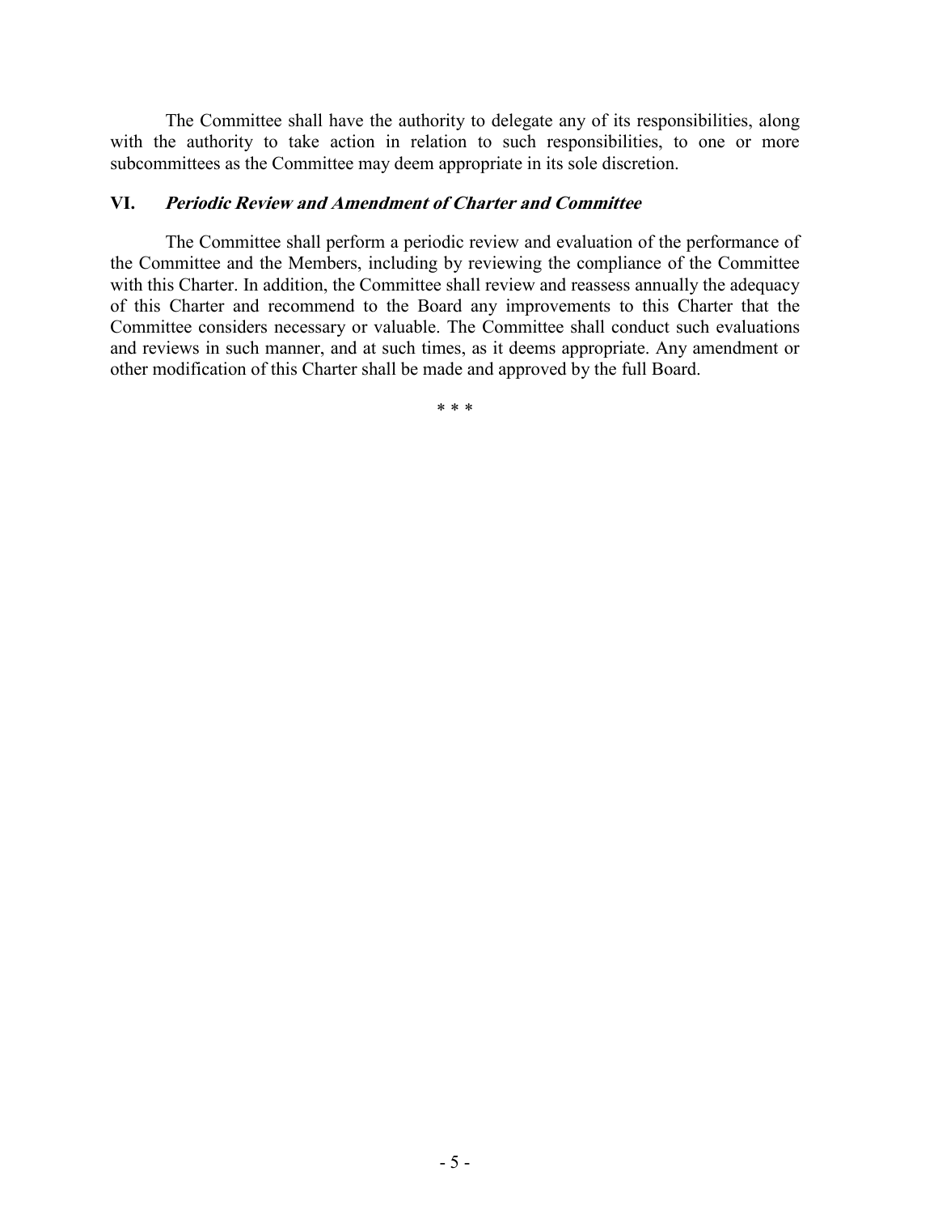The Committee shall have the authority to delegate any of its responsibilities, along with the authority to take action in relation to such responsibilities, to one or more subcommittees as the Committee may deem appropriate in its sole discretion.

## VI. *Periodic Review and Amendment of Charter and Committee*

The Committee shall perform a periodic review and evaluation of the performance of the Committee and the Members, including by reviewing the compliance of the Committee with this Charter. In addition, the Committee shall review and reassess annually the adequacy of this Charter and recommend to the Board any improvements to this Charter that the Committee considers necessary or valuable. The Committee shall conduct such evaluations and reviews in such manner, and at such times, as it deems appropriate. Any amendment or other modification of this Charter shall be made and approved by the full Board.

* * *